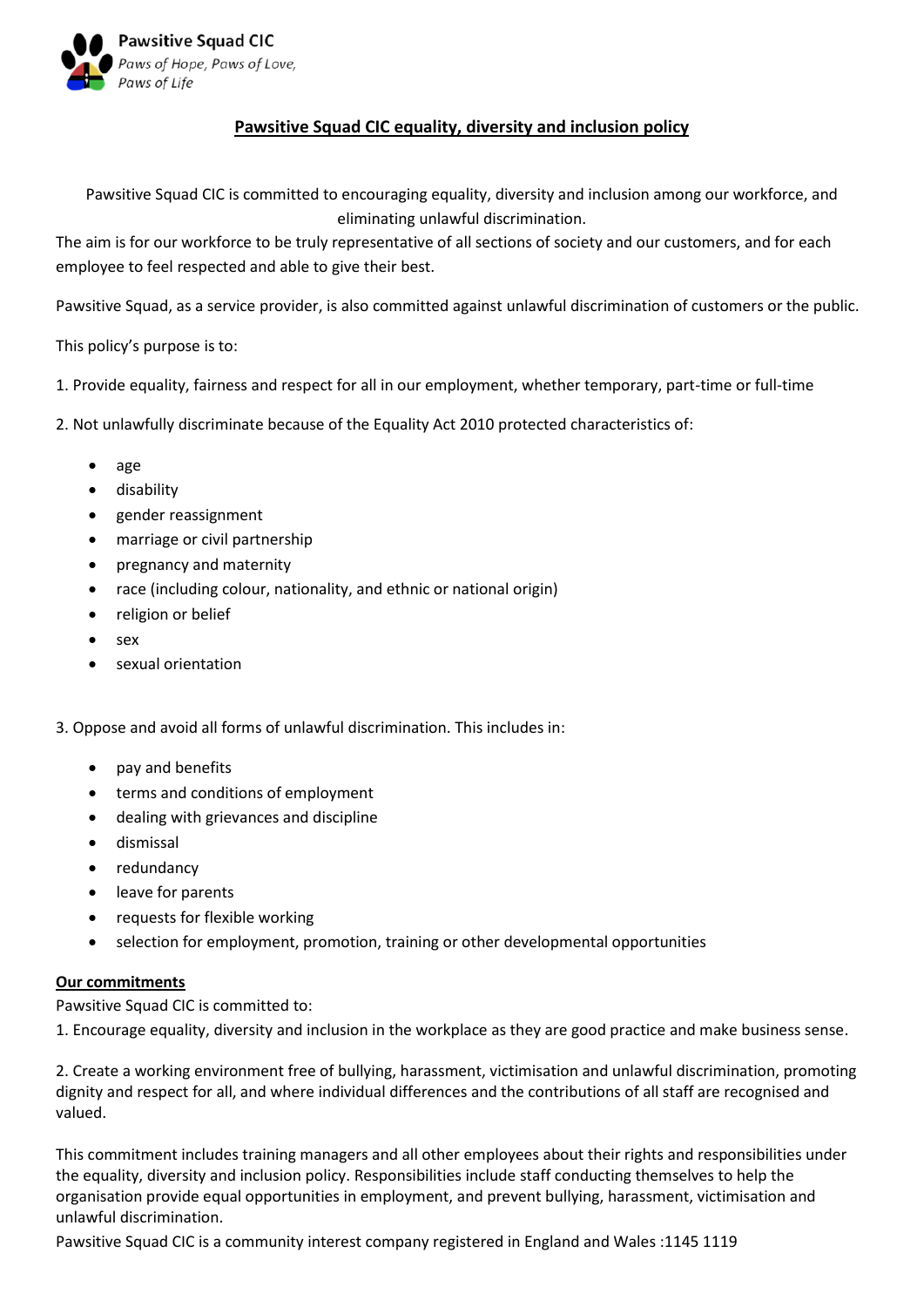**Pawsitive Squad CIC**
*Paws of Hope, Paws of Love, Paws of Life*

# Pawsitive Squad CIC equality, diversity and inclusion policy

Pawsitive Squad CIC is committed to encouraging equality, diversity and inclusion among our workforce, and eliminating unlawful discrimination.

The aim is for our workforce to be truly representative of all sections of society and our customers, and for each employee to feel respected and able to give their best.

Pawsitive Squad, as a service provider, is also committed against unlawful discrimination of customers or the public.

This policy's purpose is to:

1. Provide equality, fairness and respect for all in our employment, whether temporary, part-time or full-time

2. Not unlawfully discriminate because of the Equality Act 2010 protected characteristics of:

- age
- disability
- gender reassignment
- marriage or civil partnership
- pregnancy and maternity
- race (including colour, nationality, and ethnic or national origin)
- religion or belief
- sex
- sexual orientation

3. Oppose and avoid all forms of unlawful discrimination. This includes in:

- pay and benefits
- terms and conditions of employment
- dealing with grievances and discipline
- dismissal
- redundancy
- leave for parents
- requests for flexible working
- selection for employment, promotion, training or other developmental opportunities

## Our commitments

Pawsitive Squad CIC is committed to:

1. Encourage equality, diversity and inclusion in the workplace as they are good practice and make business sense.

2. Create a working environment free of bullying, harassment, victimisation and unlawful discrimination, promoting dignity and respect for all, and where individual differences and the contributions of all staff are recognised and valued.

This commitment includes training managers and all other employees about their rights and responsibilities under the equality, diversity and inclusion policy. Responsibilities include staff conducting themselves to help the organisation provide equal opportunities in employment, and prevent bullying, harassment, victimisation and unlawful discrimination.

Pawsitive Squad CIC is a community interest company registered in England and Wales :1145 1119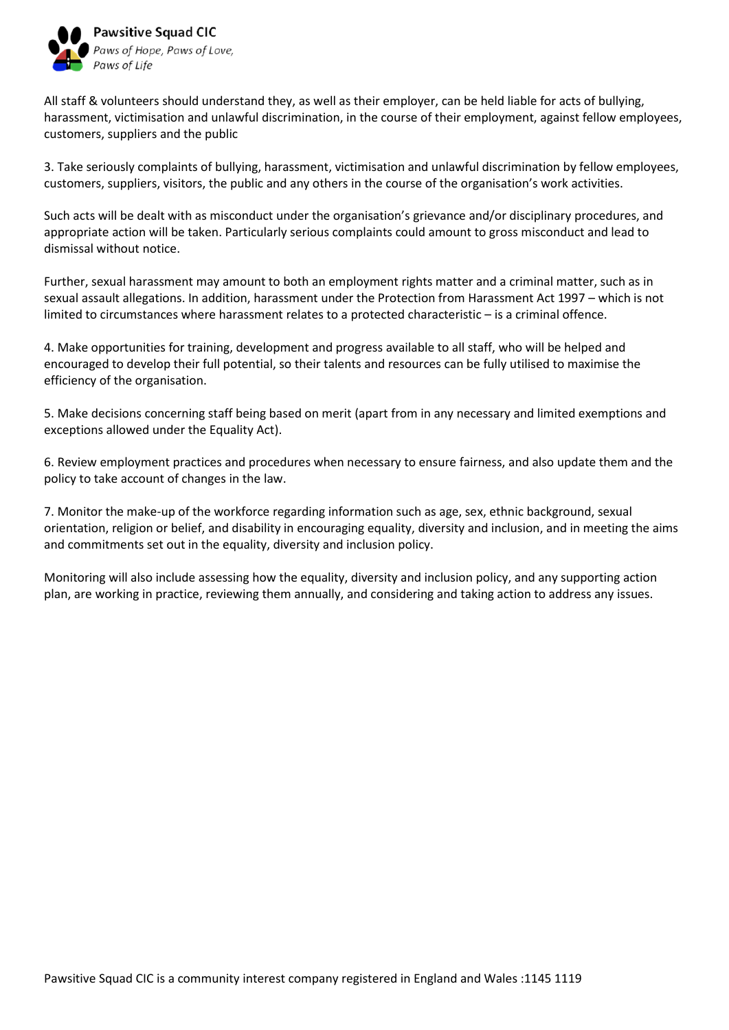All staff & volunteers should understand they, as well as their employer, can be held liable for acts of bullying, harassment, victimisation and unlawful discrimination, in the course of their employment, against fellow employees, customers, suppliers and the public

3. Take seriously complaints of bullying, harassment, victimisation and unlawful discrimination by fellow employees, customers, suppliers, visitors, the public and any others in the course of the organisation's work activities.

Such acts will be dealt with as misconduct under the organisation's grievance and/or disciplinary procedures, and appropriate action will be taken. Particularly serious complaints could amount to gross misconduct and lead to dismissal without notice.

Further, sexual harassment may amount to both an employment rights matter and a criminal matter, such as in sexual assault allegations. In addition, harassment under the Protection from Harassment Act 1997 – which is not limited to circumstances where harassment relates to a protected characteristic – is a criminal offence.

4. Make opportunities for training, development and progress available to all staff, who will be helped and encouraged to develop their full potential, so their talents and resources can be fully utilised to maximise the efficiency of the organisation.

5. Make decisions concerning staff being based on merit (apart from in any necessary and limited exemptions and exceptions allowed under the Equality Act).

6. Review employment practices and procedures when necessary to ensure fairness, and also update them and the policy to take account of changes in the law.

7. Monitor the make-up of the workforce regarding information such as age, sex, ethnic background, sexual orientation, religion or belief, and disability in encouraging equality, diversity and inclusion, and in meeting the aims and commitments set out in the equality, diversity and inclusion policy.

Monitoring will also include assessing how the equality, diversity and inclusion policy, and any supporting action plan, are working in practice, reviewing them annually, and considering and taking action to address any issues.